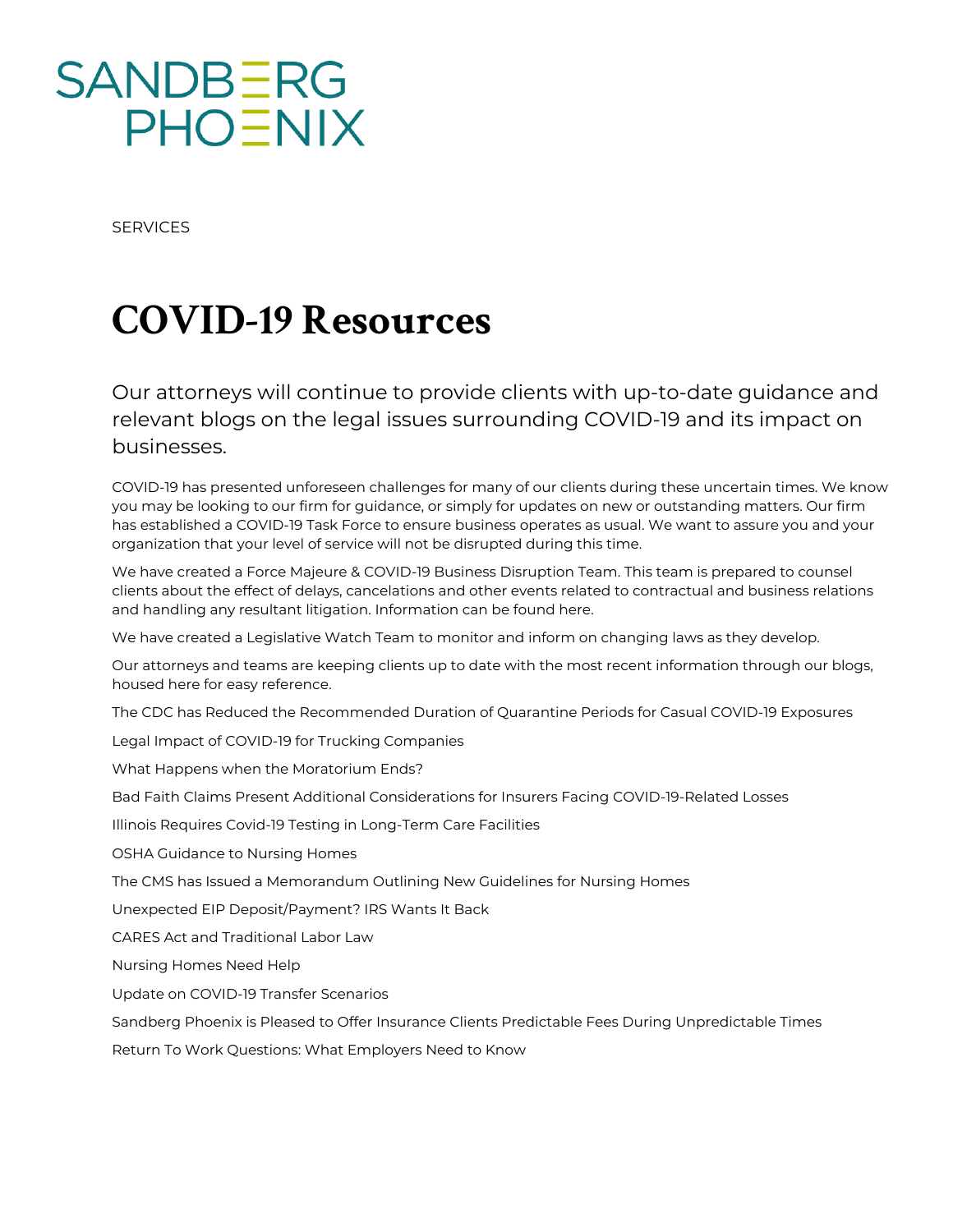SANDBERG PHOENIX

SERVICES

# COVID-19 Resources

## Our attorneys will continue to provide clients with up-to-date guidance and relevant blogs on the legal issues surrounding COVID-19 and its impact on businesses.

COVID-19 has presented unforeseen challenges for many of our clients during these uncertain times. We know you may be looking to our firm for guidance, or simply for updates on new or outstanding matters. Our firm has established a COVID-19 Task Force to ensure business operates as usual. We want to assure you and your organization that your level of service will not be disrupted during this time.

We have created a Force Majeure & COVID-19 Business Disruption Team. This team is prepared to counsel clients about the effect of delays, cancelations and other events related to contractual and business relations and handling any resultant litigation. Information can be found here.

We have created a Legislative Watch Team to monitor and inform on changing laws as they develop.

Our attorneys and teams are keeping clients up to date with the most recent information through our blogs, housed here for easy reference.

The CDC has Reduced the Recommended Duration of Quarantine Periods for Casual COVID-19 Exposures

Legal Impact of COVID-19 for Trucking Companies

What Happens when the Moratorium Ends?

Bad Faith Claims Present Additional Considerations for Insurers Facing COVID-19-Related Losses

Illinois Requires Covid-19 Testing in Long-Term Care Facilities

OSHA Guidance to Nursing Homes

The CMS has Issued a Memorandum Outlining New Guidelines for Nursing Homes

Unexpected EIP Deposit/Payment? IRS Wants It Back

CARES Act and Traditional Labor Law

Nursing Homes Need Help

Update on COVID-19 Transfer Scenarios

Sandberg Phoenix is Pleased to Offer Insurance Clients Predictable Fees During Unpredictable Times

Return To Work Questions: What Employers Need to Know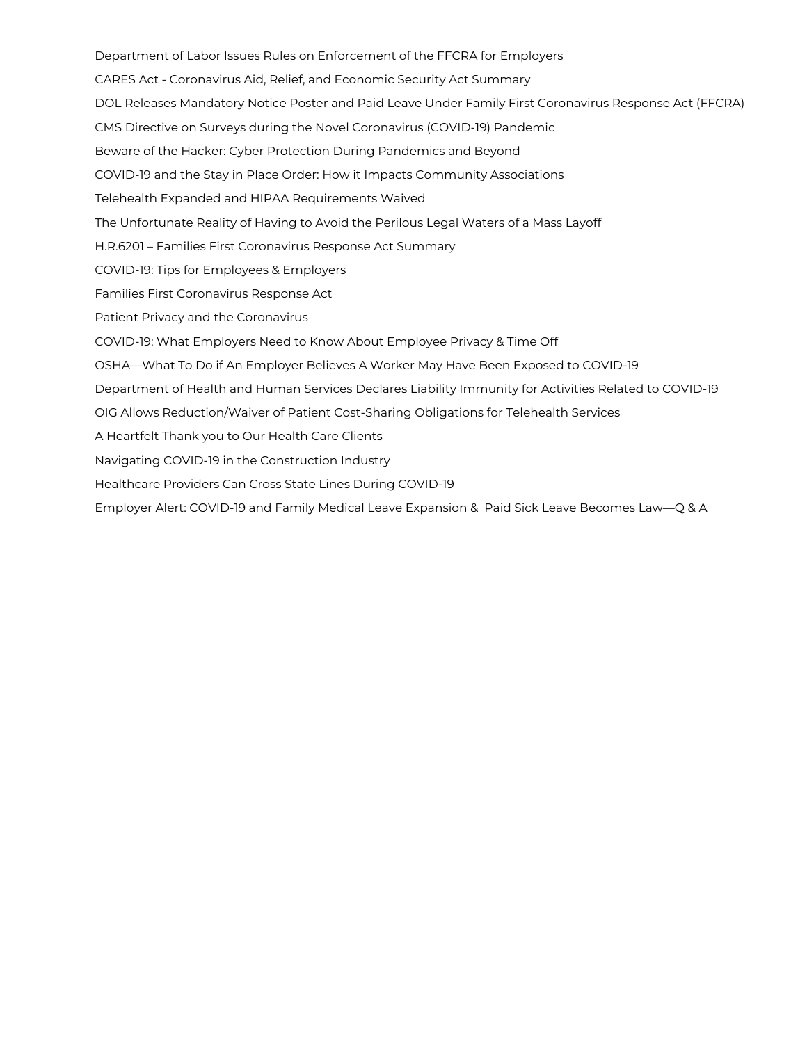Department of Labor Issues Rules on Enforcement of the FFCRA for Employers

CARES Act - Coronavirus Aid, Relief, and Economic Security Act Summary

DOL Releases Mandatory Notice Poster and Paid Leave Under Family First Coronavirus Response Act (FFCRA)

CMS Directive on Surveys during the Novel Coronavirus (COVID-19) Pandemic

Beware of the Hacker: Cyber Protection During Pandemics and Beyond

COVID-19 and the Stay in Place Order: How it Impacts Community Associations

Telehealth Expanded and HIPAA Requirements Waived

The Unfortunate Reality of Having to Avoid the Perilous Legal Waters of a Mass Layoff

H.R.6201 – Families First Coronavirus Response Act Summary

COVID-19: Tips for Employees & Employers

Families First Coronavirus Response Act

Patient Privacy and the Coronavirus

COVID-19: What Employers Need to Know About Employee Privacy & Time Off

OSHA—What To Do if An Employer Believes A Worker May Have Been Exposed to COVID-19

Department of Health and Human Services Declares Liability Immunity for Activities Related to COVID-19

OIG Allows Reduction/Waiver of Patient Cost-Sharing Obligations for Telehealth Services

A Heartfelt Thank you to Our Health Care Clients

Navigating COVID-19 in the Construction Industry

Healthcare Providers Can Cross State Lines During COVID-19

Employer Alert: COVID-19 and Family Medical Leave Expansion & Paid Sick Leave Becomes Law—Q & A